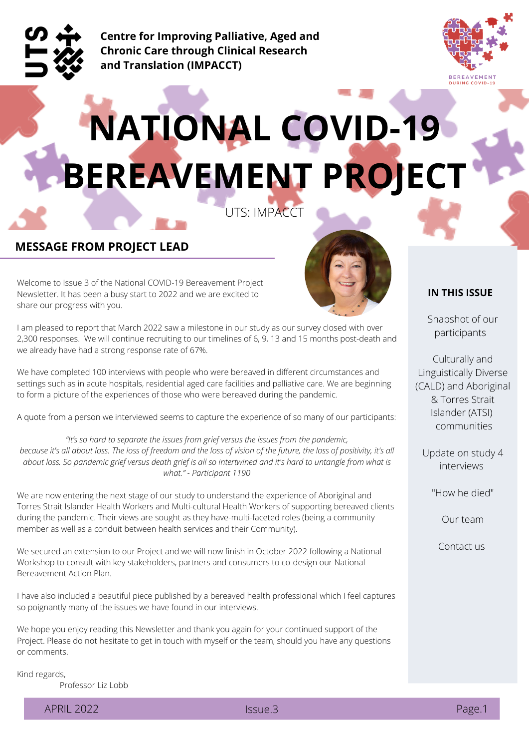**Centre for Improving Palliative, Aged and Chronic Care through Clinical Research and Translation (IMPACCT)**

BEREAVEMENT DURING COVID-19

# NATIONAL COVID-19 BEREAVEMENT PROJECT

UTS: IMPACCT

## MESSAGE FROM PROJECT LEAD

Welcome to Issue 3 of the National COVID-19 Bereavement Project Newsletter. It has been a busy start to 2022 and we are excited to share our progress with you.

I am pleased to report that March 2022 saw a milestone in our study as our survey closed with over 2,300 responses. We will continue recruiting to our timelines of 6, 9, 13 and 15 months post-death and we already have had a strong response rate of 67%.

We have completed 100 interviews with people who were bereaved in different circumstances and settings such as in acute hospitals, residential aged care facilities and palliative care. We are beginning to form a picture of the experiences of those who were bereaved during the pandemic.

A quote from a person we interviewed seems to capture the experience of so many of our participants:

*"It's so hard to separate the issues from grief versus the issues from the pandemic, because it's all about loss. The loss of freedom and the loss of vision of the future, the loss of positivity, it's all about loss. So pandemic grief versus death grief is all so intertwined and it's hard to untangle from what is what." - Participant 1190*

We are now entering the next stage of our study to understand the experience of Aboriginal and Torres Strait Islander Health Workers and Multi-cultural Health Workers of supporting bereaved clients during the pandemic. Their views are sought as they have-multi-faceted roles (being a community member as well as a conduit between health services and their Community).

We secured an extension to our Project and we will now finish in October 2022 following a National Workshop to consult with key stakeholders, partners and consumers to co-design our National Bereavement Action Plan.

I have also included a beautiful piece published by a bereaved health professional which I feel captures so poignantly many of the issues we have found in our interviews.

We hope you enjoy reading this Newsletter and thank you again for your continued support of the Project. Please do not hesitate to get in touch with myself or the team, should you have any questions or comments.

Kind regards,
Professor Liz Lobb

### IN THIS ISSUE

- Snapshot of our participants
- Culturally and Linguistically Diverse (CALD) and Aboriginal & Torres Strait Islander (ATSI) communities
- Update on study 4 interviews
- "How he died"
- Our team
- Contact us

APRIL 2022 | Issue.3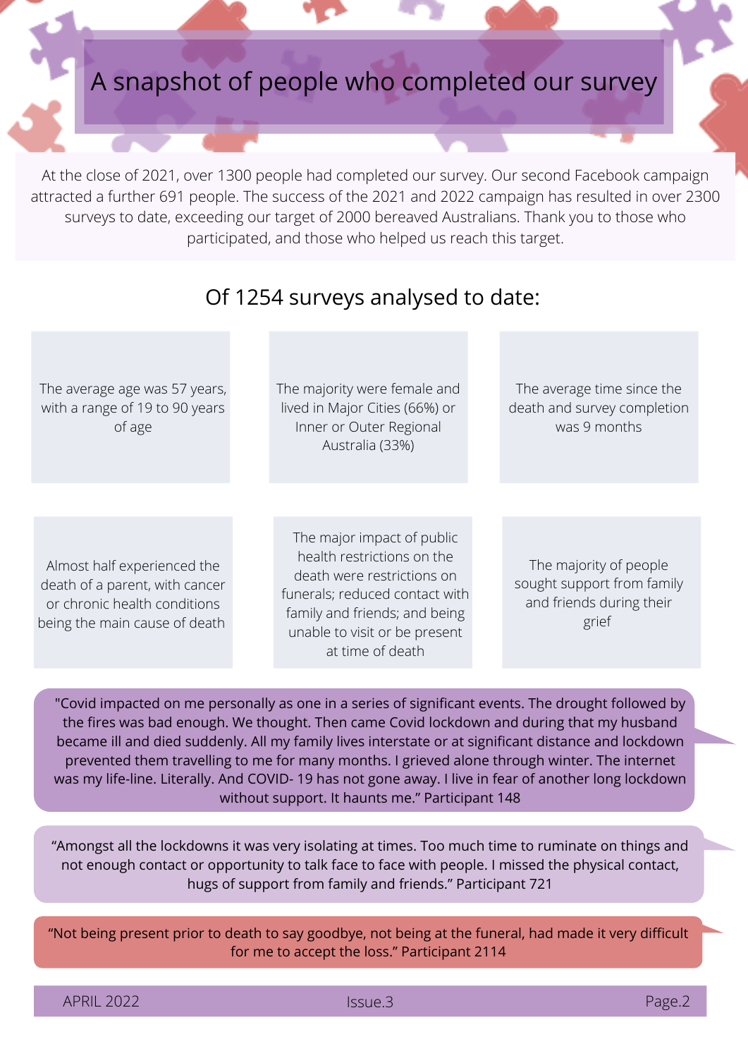# A snapshot of people who completed our survey

At the close of 2021, over 1300 people had completed our survey. Our second Facebook campaign attracted a further 691 people. The success of the 2021 and 2022 campaign has resulted in over 2300 surveys to date, exceeding our target of 2000 bereaved Australians. Thank you to those who participated, and those who helped us reach this target.

## Of 1254 surveys analysed to date:

- The average age was 57 years, with a range of 19 to 90 years of age
- The majority were female and lived in Major Cities (66%) or Inner or Outer Regional Australia (33%)
- The average time since the death and survey completion was 9 months
- Almost half experienced the death of a parent, with cancer or chronic health conditions being the main cause of death
- The major impact of public health restrictions on the death were restrictions on funerals; reduced contact with family and friends; and being unable to visit or be present at time of death
- The majority of people sought support from family and friends during their grief

> "Covid impacted on me personally as one in a series of significant events. The drought followed by the fires was bad enough. We thought. Then came Covid lockdown and during that my husband became ill and died suddenly. All my family lives interstate or at significant distance and lockdown prevented them travelling to me for many months. I grieved alone through winter. The internet was my life-line. Literally. And COVID- 19 has not gone away. I live in fear of another long lockdown without support. It haunts me." Participant 148

> "Amongst all the lockdowns it was very isolating at times. Too much time to ruminate on things and not enough contact or opportunity to talk face to face with people. I missed the physical contact, hugs of support from family and friends." Participant 721

> "Not being present prior to death to say goodbye, not being at the funeral, had made it very difficult for me to accept the loss." Participant 2114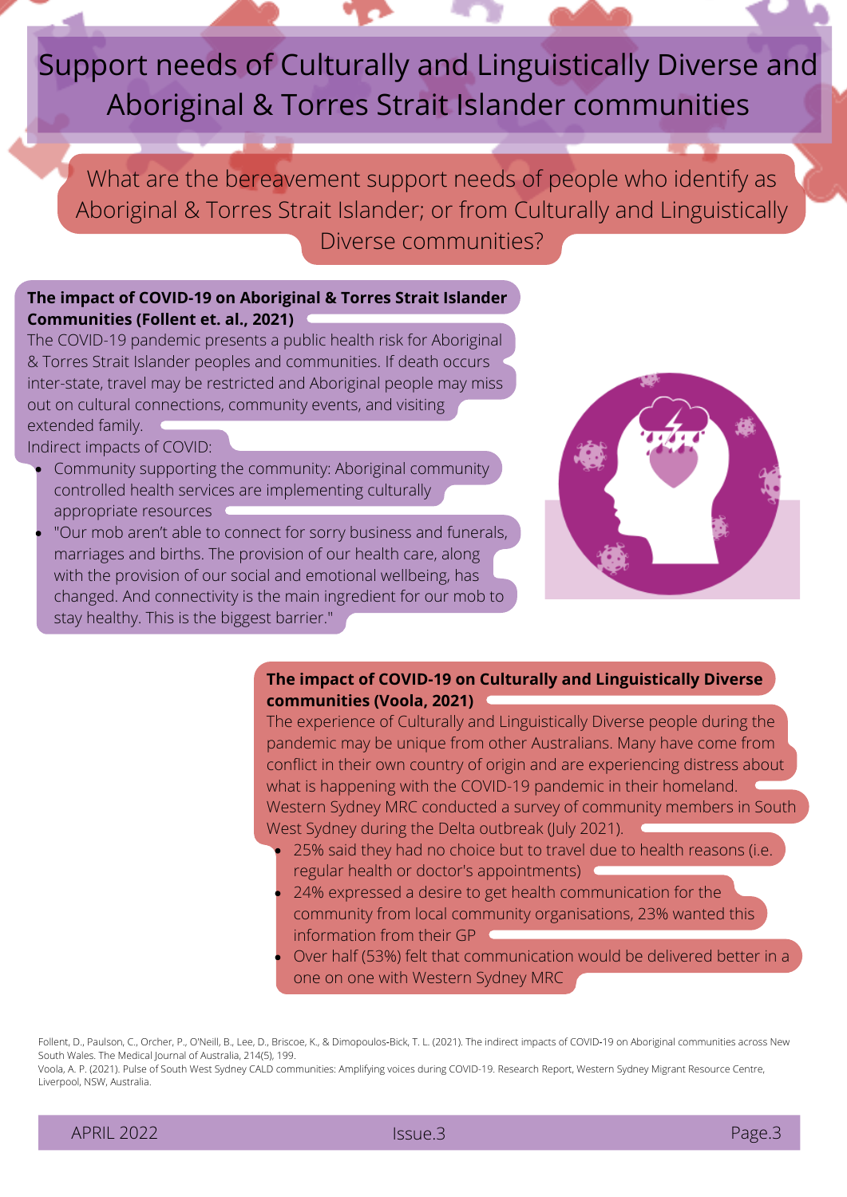# Support needs of Culturally and Linguistically Diverse and Aboriginal & Torres Strait Islander communities

## What are the bereavement support needs of people who identify as Aboriginal & Torres Strait Islander; or from Culturally and Linguistically Diverse communities?

### The impact of COVID-19 on Aboriginal & Torres Strait Islander Communities (Follent et. al., 2021)

The COVID-19 pandemic presents a public health risk for Aboriginal & Torres Strait Islander peoples and communities. If death occurs inter-state, travel may be restricted and Aboriginal people may miss out on cultural connections, community events, and visiting extended family.

Indirect impacts of COVID:

- Community supporting the community: Aboriginal community controlled health services are implementing culturally appropriate resources
- "Our mob aren't able to connect for sorry business and funerals, marriages and births. The provision of our health care, along with the provision of our social and emotional wellbeing, has changed. And connectivity is the main ingredient for our mob to stay healthy. This is the biggest barrier."

### The impact of COVID-19 on Culturally and Linguistically Diverse communities (Voola, 2021)

The experience of Culturally and Linguistically Diverse people during the pandemic may be unique from other Australians. Many have come from conflict in their own country of origin and are experiencing distress about what is happening with the COVID-19 pandemic in their homeland. Western Sydney MRC conducted a survey of community members in South West Sydney during the Delta outbreak (July 2021).

- 25% said they had no choice but to travel due to health reasons (i.e. regular health or doctor's appointments)
- 24% expressed a desire to get health communication for the community from local community organisations, 23% wanted this information from their GP
- Over half (53%) felt that communication would be delivered better in a one on one with Western Sydney MRC

Follent, D., Paulson, C., Orcher, P., O'Neill, B., Lee, D., Briscoe, K., & Dimopoulos-Bick, T. L. (2021). The indirect impacts of COVID-19 on Aboriginal communities across New South Wales. The Medical Journal of Australia, 214(5), 199.

Voola, A. P. (2021). Pulse of South West Sydney CALD communities: Amplifying voices during COVID-19. Research Report, Western Sydney Migrant Resource Centre, Liverpool, NSW, Australia.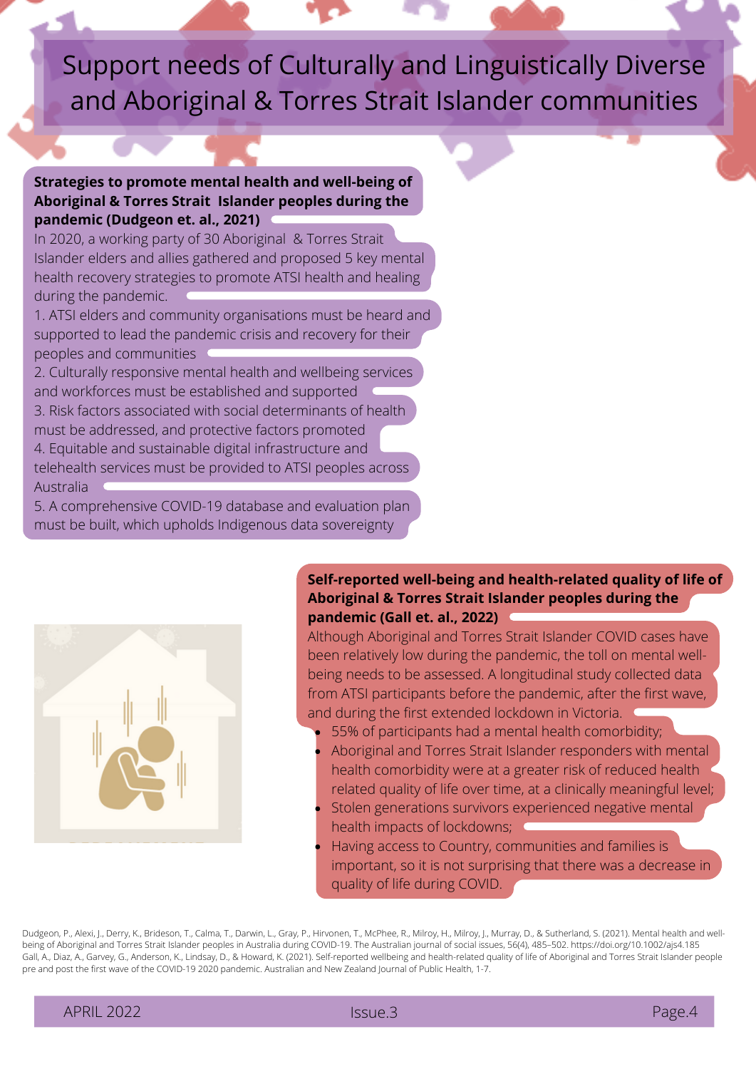# Support needs of Culturally and Linguistically Diverse and Aboriginal & Torres Strait Islander communities

**Strategies to promote mental health and well-being of Aboriginal & Torres Strait Islander peoples during the pandemic (Dudgeon et. al., 2021)**

In 2020, a working party of 30 Aboriginal & Torres Strait Islander elders and allies gathered and proposed 5 key mental health recovery strategies to promote ATSI health and healing during the pandemic.

1. ATSI elders and community organisations must be heard and supported to lead the pandemic crisis and recovery for their peoples and communities
2. Culturally responsive mental health and wellbeing services and workforces must be established and supported
3. Risk factors associated with social determinants of health must be addressed, and protective factors promoted
4. Equitable and sustainable digital infrastructure and telehealth services must be provided to ATSI peoples across Australia
5. A comprehensive COVID-19 database and evaluation plan must be built, which upholds Indigenous data sovereignty

**Self-reported well-being and health-related quality of life of Aboriginal & Torres Strait Islander peoples during the pandemic (Gall et. al., 2022)**

Although Aboriginal and Torres Strait Islander COVID cases have been relatively low during the pandemic, the toll on mental well-being needs to be assessed. A longitudinal study collected data from ATSI participants before the pandemic, after the first wave, and during the first extended lockdown in Victoria.

- 55% of participants had a mental health comorbidity;
- Aboriginal and Torres Strait Islander responders with mental health comorbidity were at a greater risk of reduced health related quality of life over time, at a clinically meaningful level;
- Stolen generations survivors experienced negative mental health impacts of lockdowns;
- Having access to Country, communities and families is important, so it is not surprising that there was a decrease in quality of life during COVID.

Dudgeon, P., Alexi, J., Derry, K., Brideson, T., Calma, T., Darwin, L., Gray, P., Hirvonen, T., McPhee, R., Milroy, H., Milroy, J., Murray, D., & Sutherland, S. (2021). Mental health and well-being of Aboriginal and Torres Strait Islander peoples in Australia during COVID-19. The Australian journal of social issues, 56(4), 485–502. https://doi.org/10.1002/ajs4.185

Gall, A., Diaz, A., Garvey, G., Anderson, K., Lindsay, D., & Howard, K. (2021). Self-reported wellbeing and health-related quality of life of Aboriginal and Torres Strait Islander people pre and post the first wave of the COVID-19 2020 pandemic. Australian and New Zealand Journal of Public Health, 1-7.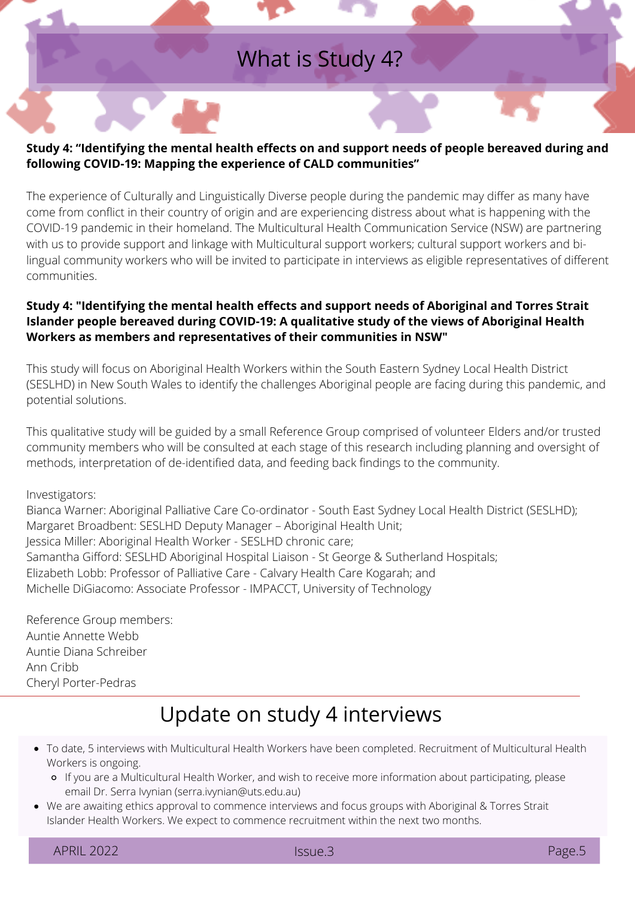# What is Study 4?

**Study 4: "Identifying the mental health effects on and support needs of people bereaved during and following COVID-19: Mapping the experience of CALD communities"**

The experience of Culturally and Linguistically Diverse people during the pandemic may differ as many have come from conflict in their country of origin and are experiencing distress about what is happening with the COVID-19 pandemic in their homeland. The Multicultural Health Communication Service (NSW) are partnering with us to provide support and linkage with Multicultural support workers; cultural support workers and bi-lingual community workers who will be invited to participate in interviews as eligible representatives of different communities.

**Study 4: "Identifying the mental health effects and support needs of Aboriginal and Torres Strait Islander people bereaved during COVID-19: A qualitative study of the views of Aboriginal Health Workers as members and representatives of their communities in NSW"**

This study will focus on Aboriginal Health Workers within the South Eastern Sydney Local Health District (SESLHD) in New South Wales to identify the challenges Aboriginal people are facing during this pandemic, and potential solutions.

This qualitative study will be guided by a small Reference Group comprised of volunteer Elders and/or trusted community members who will be consulted at each stage of this research including planning and oversight of methods, interpretation of de-identified data, and feeding back findings to the community.

Investigators:
Bianca Warner: Aboriginal Palliative Care Co-ordinator - South East Sydney Local Health District (SESLHD);
Margaret Broadbent: SESLHD Deputy Manager – Aboriginal Health Unit;
Jessica Miller: Aboriginal Health Worker - SESLHD chronic care;
Samantha Gifford: SESLHD Aboriginal Hospital Liaison - St George & Sutherland Hospitals;
Elizabeth Lobb: Professor of Palliative Care - Calvary Health Care Kogarah; and
Michelle DiGiacomo: Associate Professor - IMPACCT, University of Technology

Reference Group members:
Auntie Annette Webb
Auntie Diana Schreiber
Ann Cribb
Cheryl Porter-Pedras

## Update on study 4 interviews

- To date, 5 interviews with Multicultural Health Workers have been completed. Recruitment of Multicultural Health Workers is ongoing.
  - If you are a Multicultural Health Worker, and wish to receive more information about participating, please email Dr. Serra Ivynian (serra.ivynian@uts.edu.au)
- We are awaiting ethics approval to commence interviews and focus groups with Aboriginal & Torres Strait Islander Health Workers. We expect to commence recruitment within the next two months.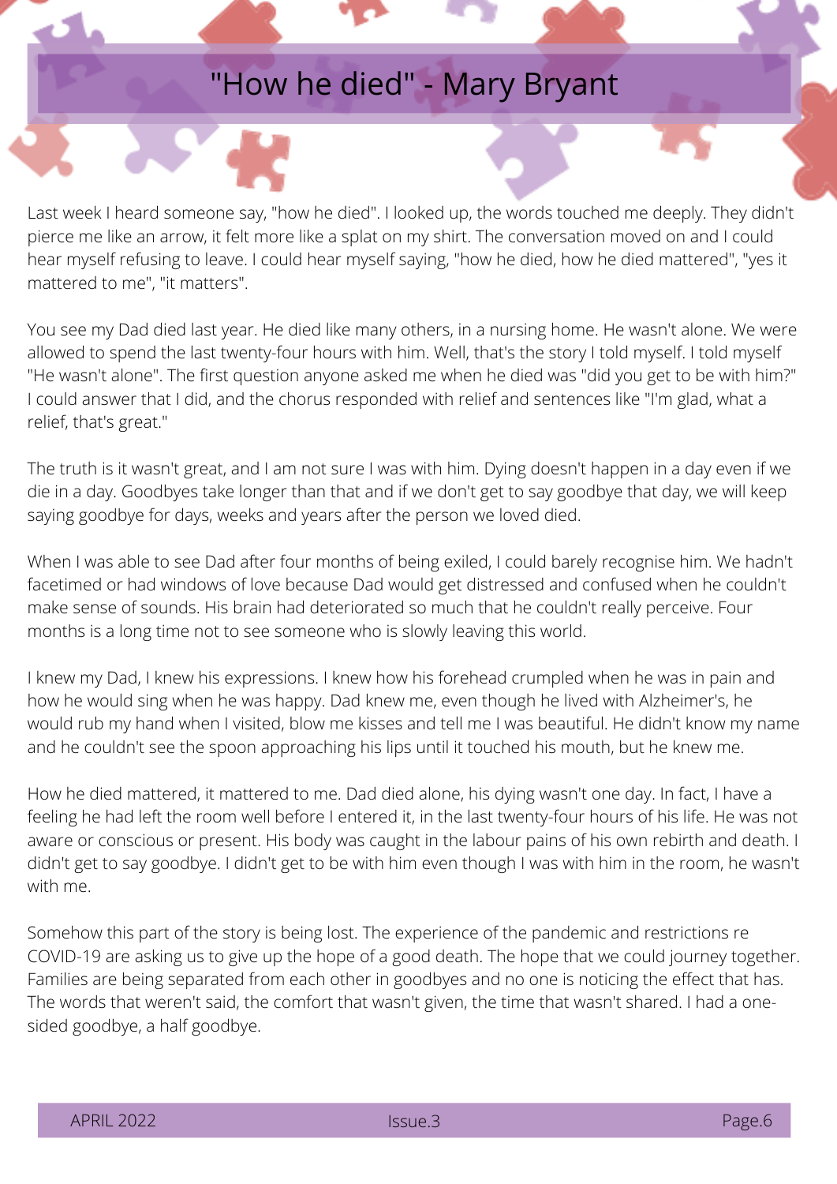# "How he died" - Mary Bryant

Last week I heard someone say, "how he died". I looked up, the words touched me deeply. They didn't pierce me like an arrow, it felt more like a splat on my shirt. The conversation moved on and I could hear myself refusing to leave. I could hear myself saying, "how he died, how he died mattered", "yes it mattered to me", "it matters".

You see my Dad died last year. He died like many others, in a nursing home. He wasn't alone. We were allowed to spend the last twenty-four hours with him. Well, that's the story I told myself. I told myself "He wasn't alone". The first question anyone asked me when he died was "did you get to be with him?" I could answer that I did, and the chorus responded with relief and sentences like "I'm glad, what a relief, that's great."

The truth is it wasn't great, and I am not sure I was with him. Dying doesn't happen in a day even if we die in a day. Goodbyes take longer than that and if we don't get to say goodbye that day, we will keep saying goodbye for days, weeks and years after the person we loved died.

When I was able to see Dad after four months of being exiled, I could barely recognise him. We hadn't facetimed or had windows of love because Dad would get distressed and confused when he couldn't make sense of sounds. His brain had deteriorated so much that he couldn't really perceive. Four months is a long time not to see someone who is slowly leaving this world.

I knew my Dad, I knew his expressions. I knew how his forehead crumpled when he was in pain and how he would sing when he was happy. Dad knew me, even though he lived with Alzheimer's, he would rub my hand when I visited, blow me kisses and tell me I was beautiful. He didn't know my name and he couldn't see the spoon approaching his lips until it touched his mouth, but he knew me.

How he died mattered, it mattered to me. Dad died alone, his dying wasn't one day. In fact, I have a feeling he had left the room well before I entered it, in the last twenty-four hours of his life. He was not aware or conscious or present. His body was caught in the labour pains of his own rebirth and death. I didn't get to say goodbye. I didn't get to be with him even though I was with him in the room, he wasn't with me.

Somehow this part of the story is being lost. The experience of the pandemic and restrictions re COVID-19 are asking us to give up the hope of a good death. The hope that we could journey together. Families are being separated from each other in goodbyes and no one is noticing the effect that has. The words that weren't said, the comfort that wasn't given, the time that wasn't shared. I had a one-sided goodbye, a half goodbye.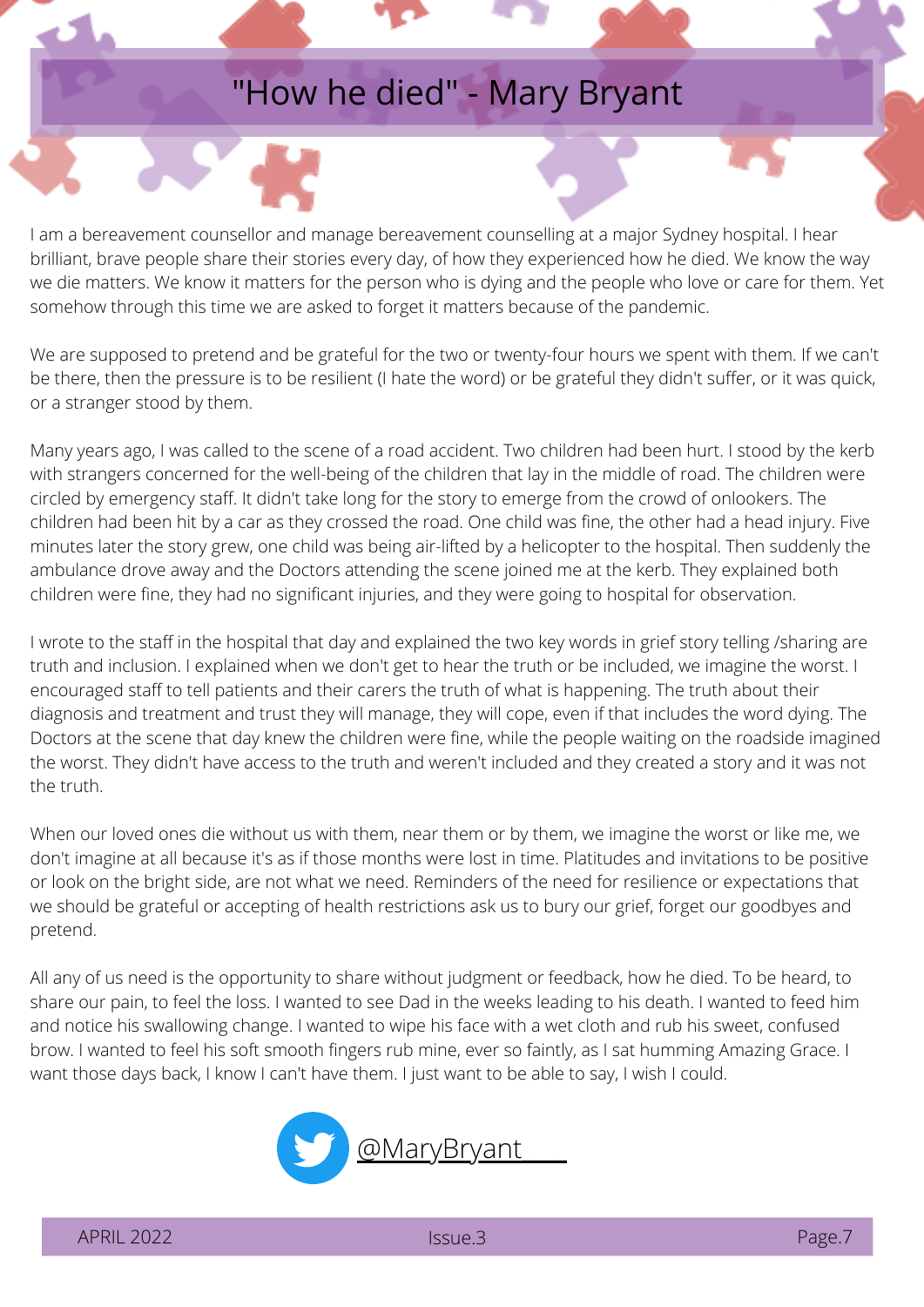# "How he died" - Mary Bryant

I am a bereavement counsellor and manage bereavement counselling at a major Sydney hospital. I hear brilliant, brave people share their stories every day, of how they experienced how he died. We know the way we die matters. We know it matters for the person who is dying and the people who love or care for them. Yet somehow through this time we are asked to forget it matters because of the pandemic.

We are supposed to pretend and be grateful for the two or twenty-four hours we spent with them. If we can't be there, then the pressure is to be resilient (I hate the word) or be grateful they didn't suffer, or it was quick, or a stranger stood by them.

Many years ago, I was called to the scene of a road accident. Two children had been hurt. I stood by the kerb with strangers concerned for the well-being of the children that lay in the middle of road. The children were circled by emergency staff. It didn't take long for the story to emerge from the crowd of onlookers. The children had been hit by a car as they crossed the road. One child was fine, the other had a head injury. Five minutes later the story grew, one child was being air-lifted by a helicopter to the hospital. Then suddenly the ambulance drove away and the Doctors attending the scene joined me at the kerb. They explained both children were fine, they had no significant injuries, and they were going to hospital for observation.

I wrote to the staff in the hospital that day and explained the two key words in grief story telling /sharing are truth and inclusion. I explained when we don't get to hear the truth or be included, we imagine the worst. I encouraged staff to tell patients and their carers the truth of what is happening. The truth about their diagnosis and treatment and trust they will manage, they will cope, even if that includes the word dying. The Doctors at the scene that day knew the children were fine, while the people waiting on the roadside imagined the worst. They didn't have access to the truth and weren't included and they created a story and it was not the truth.

When our loved ones die without us with them, near them or by them, we imagine the worst or like me, we don't imagine at all because it's as if those months were lost in time. Platitudes and invitations to be positive or look on the bright side, are not what we need. Reminders of the need for resilience or expectations that we should be grateful or accepting of health restrictions ask us to bury our grief, forget our goodbyes and pretend.

All any of us need is the opportunity to share without judgment or feedback, how he died. To be heard, to share our pain, to feel the loss. I wanted to see Dad in the weeks leading to his death. I wanted to feed him and notice his swallowing change. I wanted to wipe his face with a wet cloth and rub his sweet, confused brow. I wanted to feel his soft smooth fingers rub mine, ever so faintly, as I sat humming Amazing Grace. I want those days back, I know I can't have them. I just want to be able to say, I wish I could.

@MaryBryant___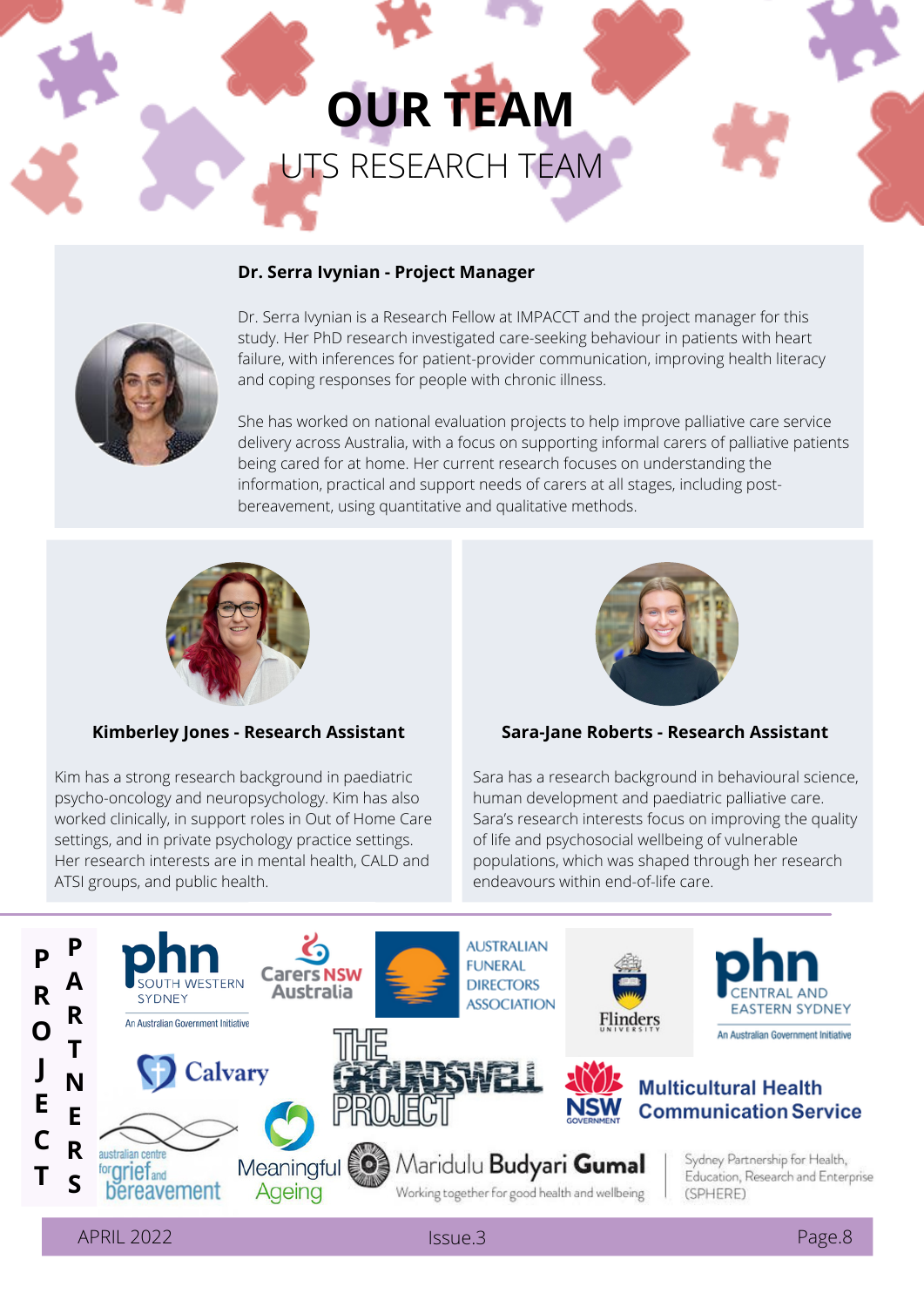# OUR TEAM

## UTS RESEARCH TEAM

**Dr. Serra Ivynian - Project Manager**

Dr. Serra Ivynian is a Research Fellow at IMPACCT and the project manager for this study. Her PhD research investigated care-seeking behaviour in patients with heart failure, with inferences for patient-provider communication, improving health literacy and coping responses for people with chronic illness.

She has worked on national evaluation projects to help improve palliative care service delivery across Australia, with a focus on supporting informal carers of palliative patients being cared for at home. Her current research focuses on understanding the information, practical and support needs of carers at all stages, including post-bereavement, using quantitative and qualitative methods.

**Kimberley Jones - Research Assistant**

Kim has a strong research background in paediatric psycho-oncology and neuropsychology. Kim has also worked clinically, in support roles in Out of Home Care settings, and in private psychology practice settings. Her research interests are in mental health, CALD and ATSI groups, and public health.

**Sara-Jane Roberts - Research Assistant**

Sara has a research background in behavioural science, human development and paediatric palliative care. Sara's research interests focus on improving the quality of life and psychosocial wellbeing of vulnerable populations, which was shaped through her research endeavours within end-of-life care.

## PROJECT PARTNERS

- phn South Western Sydney – An Australian Government Initiative
- Carers NSW Australia
- Australian Funeral Directors Association
- Flinders University
- phn Central and Eastern Sydney – An Australian Government Initiative
- Calvary
- The Groundswell Project
- NSW Government Multicultural Health Communication Service
- australian centre for grief and bereavement
- Meaningful Ageing
- Maridulu Budyari Gumal – Working together for good health and wellbeing
- Sydney Partnership for Health, Education, Research and Enterprise (SPHERE)

APRIL 2022 | Issue.3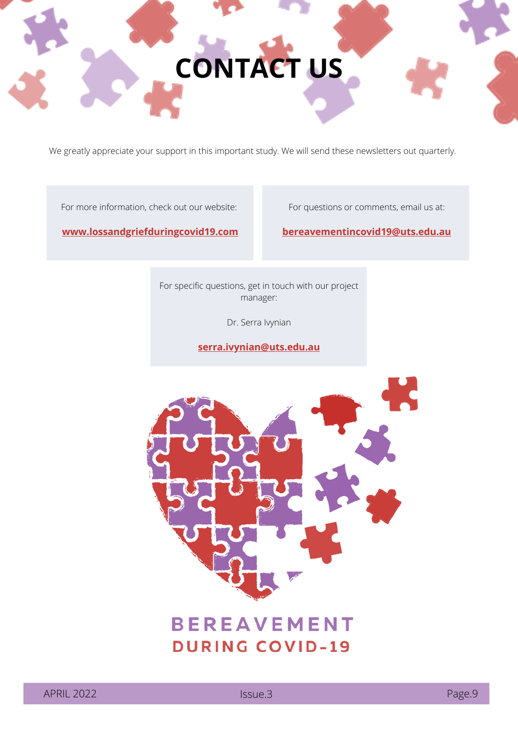# CONTACT US

We greatly appreciate your support in this important study. We will send these newsletters out quarterly.

For more information, check out our website:

**www.lossandgriefduringcovid19.com**

For questions or comments, email us at:

**bereavementincovid19@uts.edu.au**

For specific questions, get in touch with our project manager:

Dr. Serra Ivynian

**serra.ivynian@uts.edu.au**

BEREAVEMENT
DURING COVID-19